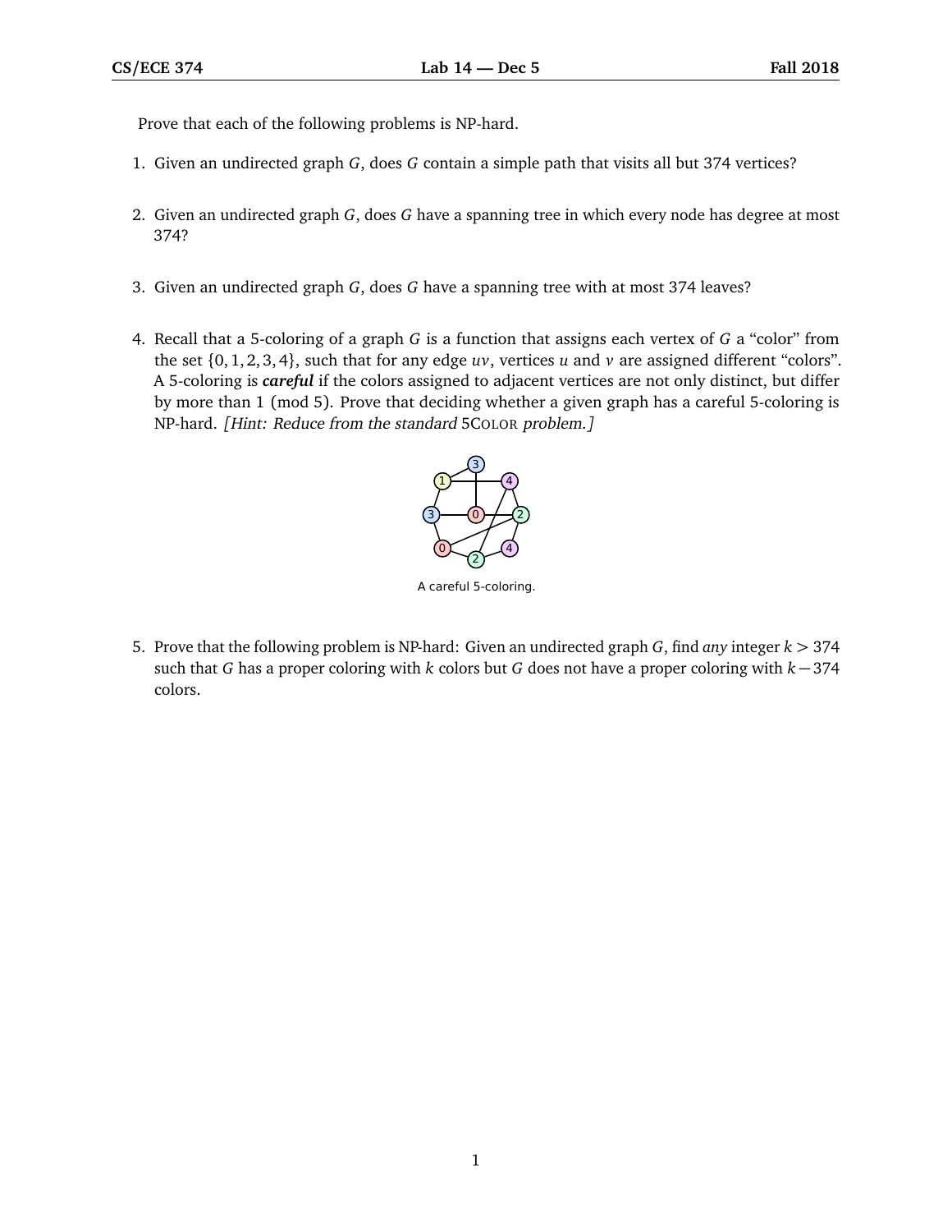Prove that each of the following problems is NP-hard.

1. Given an undirected graph $G$, does $G$ contain a simple path that visits all but 374 vertices?

2. Given an undirected graph $G$, does $G$ have a spanning tree in which every node has degree at most 374?

3. Given an undirected graph $G$, does $G$ have a spanning tree with at most 374 leaves?

4. Recall that a 5-coloring of a graph $G$ is a function that assigns each vertex of $G$ a "color" from the set $\{0, 1, 2, 3, 4\}$, such that for any edge $uv$, vertices $u$ and $v$ are assigned different "colors". A 5-coloring is ***careful*** if the colors assigned to adjacent vertices are not only distinct, but differ by more than 1 (mod 5). Prove that deciding whether a given graph has a careful 5-coloring is NP-hard. *[Hint: Reduce from the standard* 5COLOR *problem.]*

   A careful 5-coloring.

5. Prove that the following problem is NP-hard: Given an undirected graph $G$, find *any* integer $k > 374$ such that $G$ has a proper coloring with $k$ colors but $G$ does not have a proper coloring with $k - 374$ colors.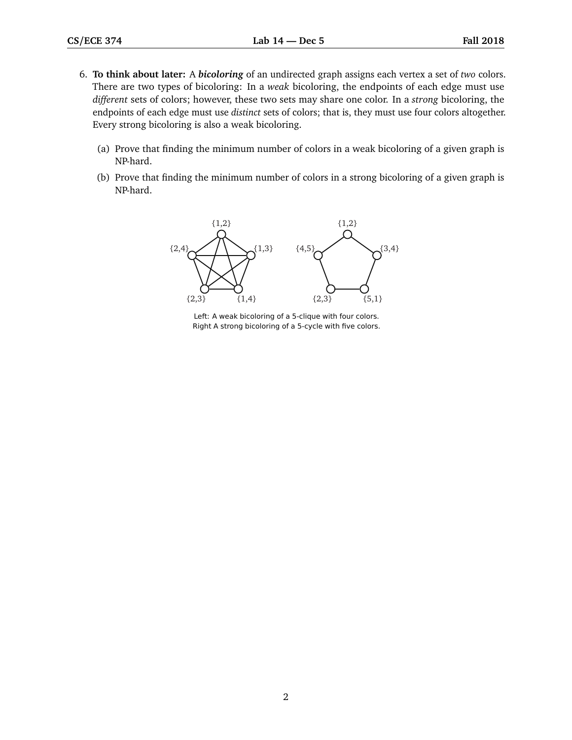6. **To think about later:** A ***bicoloring*** of an undirected graph assigns each vertex a set of *two* colors. There are two types of bicoloring: In a *weak* bicoloring, the endpoints of each edge must use *different* sets of colors; however, these two sets may share one color. In a *strong* bicoloring, the endpoints of each edge must use *distinct* sets of colors; that is, they must use four colors altogether. Every strong bicoloring is also a weak bicoloring.

   (a) Prove that finding the minimum number of colors in a weak bicoloring of a given graph is NP-hard.

   (b) Prove that finding the minimum number of colors in a strong bicoloring of a given graph is NP-hard.

{1,2}
{2,4}
{1,3}
{2,3}
{1,4}

{1,2}
{4,5}
{3,4}
{2,3}
{5,1}

Left: A weak bicoloring of a 5-clique with four colors.
Right A strong bicoloring of a 5-cycle with five colors.